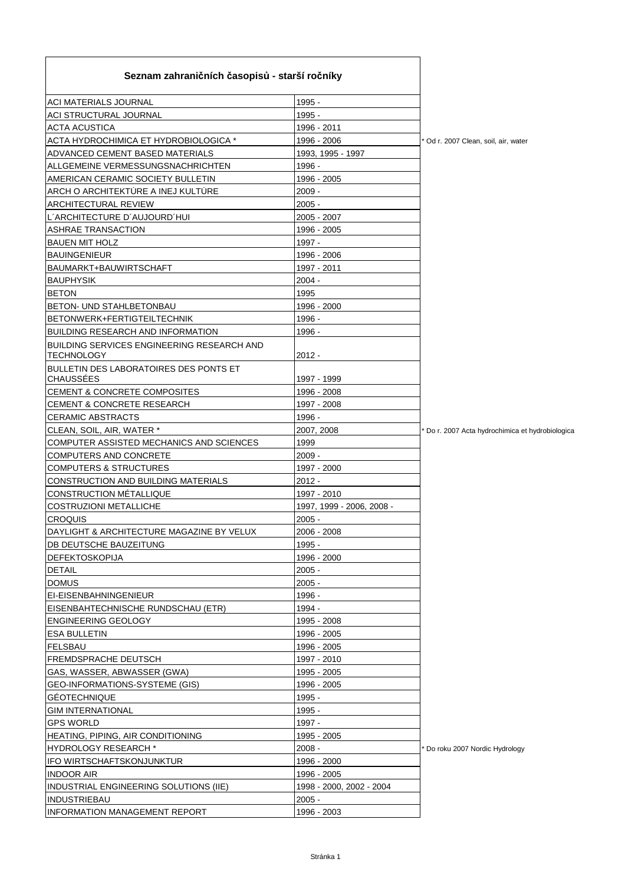| Seznam zahraničních časopisů - starší ročníky | | |
|---|---|---|
| ACI MATERIALS JOURNAL | 1995 - | |
| ACI STRUCTURAL JOURNAL | 1995 - | |
| ACTA ACUSTICA | 1996 - 2011 | |
| ACTA HYDROCHIMICA ET HYDROBIOLOGICA * | 1996 - 2006 | * Od r. 2007 Clean, soil, air, water |
| ADVANCED CEMENT BASED MATERIALS | 1993, 1995 - 1997 | |
| ALLGEMEINE VERMESSUNGSNACHRICHTEN | 1996 - | |
| AMERICAN CERAMIC SOCIETY BULLETIN | 1996 - 2005 | |
| ARCH O ARCHITEKTÚRE A INEJ KULTÚRE | 2009 - | |
| ARCHITECTURAL REVIEW | 2005 - | |
| L´ARCHITECTURE D´AUJOURD´HUI | 2005 - 2007 | |
| ASHRAE TRANSACTION | 1996 - 2005 | |
| BAUEN MIT HOLZ | 1997 - | |
| BAUINGENIEUR | 1996 - 2006 | |
| BAUMARKT+BAUWIRTSCHAFT | 1997 - 2011 | |
| BAUPHYSIK | 2004 - | |
| BETON | 1995 | |
| BETON- UND STAHLBETONBAU | 1996 - 2000 | |
| BETONWERK+FERTIGTEILTECHNIK | 1996 - | |
| BUILDING RESEARCH AND INFORMATION | 1996 - | |
| BUILDING SERVICES ENGINEERING RESEARCH AND TECHNOLOGY | 2012 - | |
| BULLETIN DES LABORATOIRES DES PONTS ET CHAUSSÉES | 1997 - 1999 | |
| CEMENT & CONCRETE COMPOSITES | 1996 - 2008 | |
| CEMENT & CONCRETE RESEARCH | 1997 - 2008 | |
| CERAMIC ABSTRACTS | 1996 - | |
| CLEAN, SOIL, AIR, WATER * | 2007, 2008 | * Do r. 2007 Acta hydrochimica et hydrobiologica |
| COMPUTER ASSISTED MECHANICS AND SCIENCES | 1999 | |
| COMPUTERS AND CONCRETE | 2009 - | |
| COMPUTERS & STRUCTURES | 1997 - 2000 | |
| CONSTRUCTION AND BUILDING MATERIALS | 2012 - | |
| CONSTRUCTION MÉTALLIQUE | 1997 - 2010 | |
| COSTRUZIONI METALLICHE | 1997, 1999 - 2006, 2008 - | |
| CROQUIS | 2005 - | |
| DAYLIGHT & ARCHITECTURE MAGAZINE BY VELUX | 2006 - 2008 | |
| DB DEUTSCHE BAUZEITUNG | 1995 - | |
| DEFEKTOSKOPIJA | 1996 - 2000 | |
| DETAIL | 2005 - | |
| DOMUS | 2005 - | |
| EI-EISENBAHNINGENIEUR | 1996 - | |
| EISENBAHTECHNISCHE RUNDSCHAU (ETR) | 1994 - | |
| ENGINEERING GEOLOGY | 1995 - 2008 | |
| ESA BULLETIN | 1996 - 2005 | |
| FELSBAU | 1996 - 2005 | |
| FREMDSPRACHE DEUTSCH | 1997 - 2010 | |
| GAS, WASSER, ABWASSER (GWA) | 1995 - 2005 | |
| GEO-INFORMATIONS-SYSTEME (GIS) | 1996 - 2005 | |
| GÉOTECHNIQUE | 1995 - | |
| GIM INTERNATIONAL | 1995 - | |
| GPS WORLD | 1997 - | |
| HEATING, PIPING, AIR CONDITIONING | 1995 - 2005 | |
| HYDROLOGY RESEARCH * | 2008 - | * Do roku 2007 Nordic Hydrology |
| IFO WIRTSCHAFTSKONJUNKTUR | 1996 - 2000 | |
| INDOOR AIR | 1996 - 2005 | |
| INDUSTRIAL ENGINEERING SOLUTIONS (IIE) | 1998 - 2000, 2002 - 2004 | |
| INDUSTRIEBAU | 2005 - | |
| INFORMATION MANAGEMENT REPORT | 1996 - 2003 | |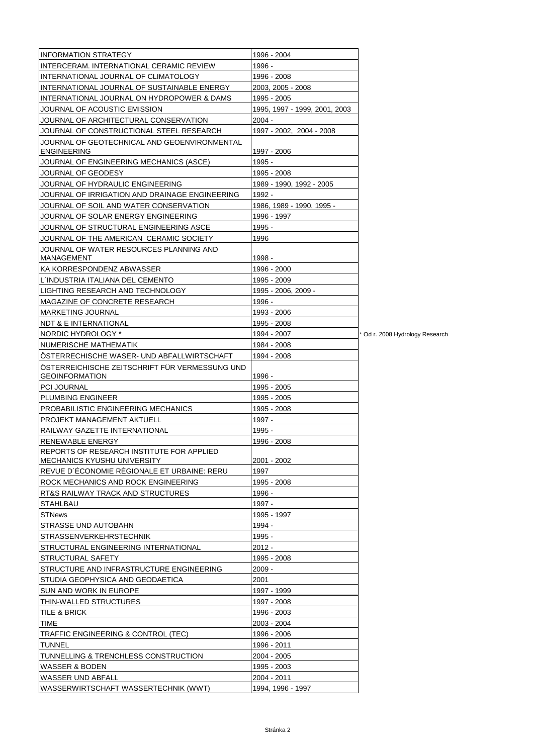| | | |
|---|---|---|
| INFORMATION STRATEGY | 1996 - 2004 | |
| INTERCERAM. INTERNATIONAL CERAMIC REVIEW | 1996 - | |
| INTERNATIONAL JOURNAL OF CLIMATOLOGY | 1996 - 2008 | |
| INTERNATIONAL JOURNAL OF SUSTAINABLE ENERGY | 2003, 2005 - 2008 | |
| INTERNATIONAL JOURNAL ON HYDROPOWER & DAMS | 1995 - 2005 | |
| JOURNAL OF ACOUSTIC EMISSION | 1995, 1997 - 1999, 2001, 2003 | |
| JOURNAL OF ARCHITECTURAL CONSERVATION | 2004 - | |
| JOURNAL OF CONSTRUCTIONAL STEEL RESEARCH | 1997 - 2002, 2004 - 2008 | |
| JOURNAL OF GEOTECHNICAL AND GEOENVIRONMENTAL ENGINEERING | 1997 - 2006 | |
| JOURNAL OF ENGINEERING MECHANICS (ASCE) | 1995 - | |
| JOURNAL OF GEODESY | 1995 - 2008 | |
| JOURNAL OF HYDRAULIC ENGINEERING | 1989 - 1990, 1992 - 2005 | |
| JOURNAL OF IRRIGATION AND DRAINAGE ENGINEERING | 1992 - | |
| JOURNAL OF SOIL AND WATER CONSERVATION | 1986, 1989 - 1990, 1995 - | |
| JOURNAL OF SOLAR ENERGY ENGINEERING | 1996 - 1997 | |
| JOURNAL OF STRUCTURAL ENGINEERING ASCE | 1995 - | |
| JOURNAL OF THE AMERICAN CERAMIC SOCIETY | 1996 | |
| JOURNAL OF WATER RESOURCES PLANNING AND MANAGEMENT | 1998 - | |
| KA KORRESPONDENZ ABWASSER | 1996 - 2000 | |
| L´INDUSTRIA ITALIANA DEL CEMENTO | 1995 - 2009 | |
| LIGHTING RESEARCH AND TECHNOLOGY | 1995 - 2006, 2009 - | |
| MAGAZINE OF CONCRETE RESEARCH | 1996 - | |
| MARKETING JOURNAL | 1993 - 2006 | |
| NDT & E INTERNATIONAL | 1995 - 2008 | |
| NORDIC HYDROLOGY * | 1994 - 2007 | * Od r. 2008 Hydrology Research |
| NUMERISCHE MATHEMATIK | 1984 - 2008 | |
| ÖSTERRECHISCHE WASER- UND ABFALLWIRTSCHAFT | 1994 - 2008 | |
| ÖSTERREICHISCHE ZEITSCHRIFT FÜR VERMESSUNG UND GEOINFORMATION | 1996 - | |
| PCI JOURNAL | 1995 - 2005 | |
| PLUMBING ENGINEER | 1995 - 2005 | |
| PROBABILISTIC ENGINEERING MECHANICS | 1995 - 2008 | |
| PROJEKT MANAGEMENT AKTUELL | 1997 - | |
| RAILWAY GAZETTE INTERNATIONAL | 1995 - | |
| RENEWABLE ENERGY | 1996 - 2008 | |
| REPORTS OF RESEARCH INSTITUTE FOR APPLIED MECHANICS KYUSHU UNIVERSITY | 2001 - 2002 | |
| REVUE D´ÉCONOMIE RÉGIONALE ET URBAINE: RERU | 1997 | |
| ROCK MECHANICS AND ROCK ENGINEERING | 1995 - 2008 | |
| RT&S RAILWAY TRACK AND STRUCTURES | 1996 - | |
| STAHLBAU | 1997 - | |
| STNews | 1995 - 1997 | |
| STRASSE UND AUTOBAHN | 1994 - | |
| STRASSENVERKEHRSTECHNIK | 1995 - | |
| STRUCTURAL ENGINEERING INTERNATIONAL | 2012 - | |
| STRUCTURAL SAFETY | 1995 - 2008 | |
| STRUCTURE AND INFRASTRUCTURE ENGINEERING | 2009 - | |
| STUDIA GEOPHYSICA AND GEODAETICA | 2001 | |
| SUN AND WORK IN EUROPE | 1997 - 1999 | |
| THIN-WALLED STRUCTURES | 1997 - 2008 | |
| TILE & BRICK | 1996 - 2003 | |
| TIME | 2003 - 2004 | |
| TRAFFIC ENGINEERING & CONTROL (TEC) | 1996 - 2006 | |
| TUNNEL | 1996 - 2011 | |
| TUNNELLING & TRENCHLESS CONSTRUCTION | 2004 - 2005 | |
| WASSER & BODEN | 1995 - 2003 | |
| WASSER UND ABFALL | 2004 - 2011 | |
| WASSERWIRTSCHAFT WASSERTECHNIK (WWT) | 1994, 1996 - 1997 | |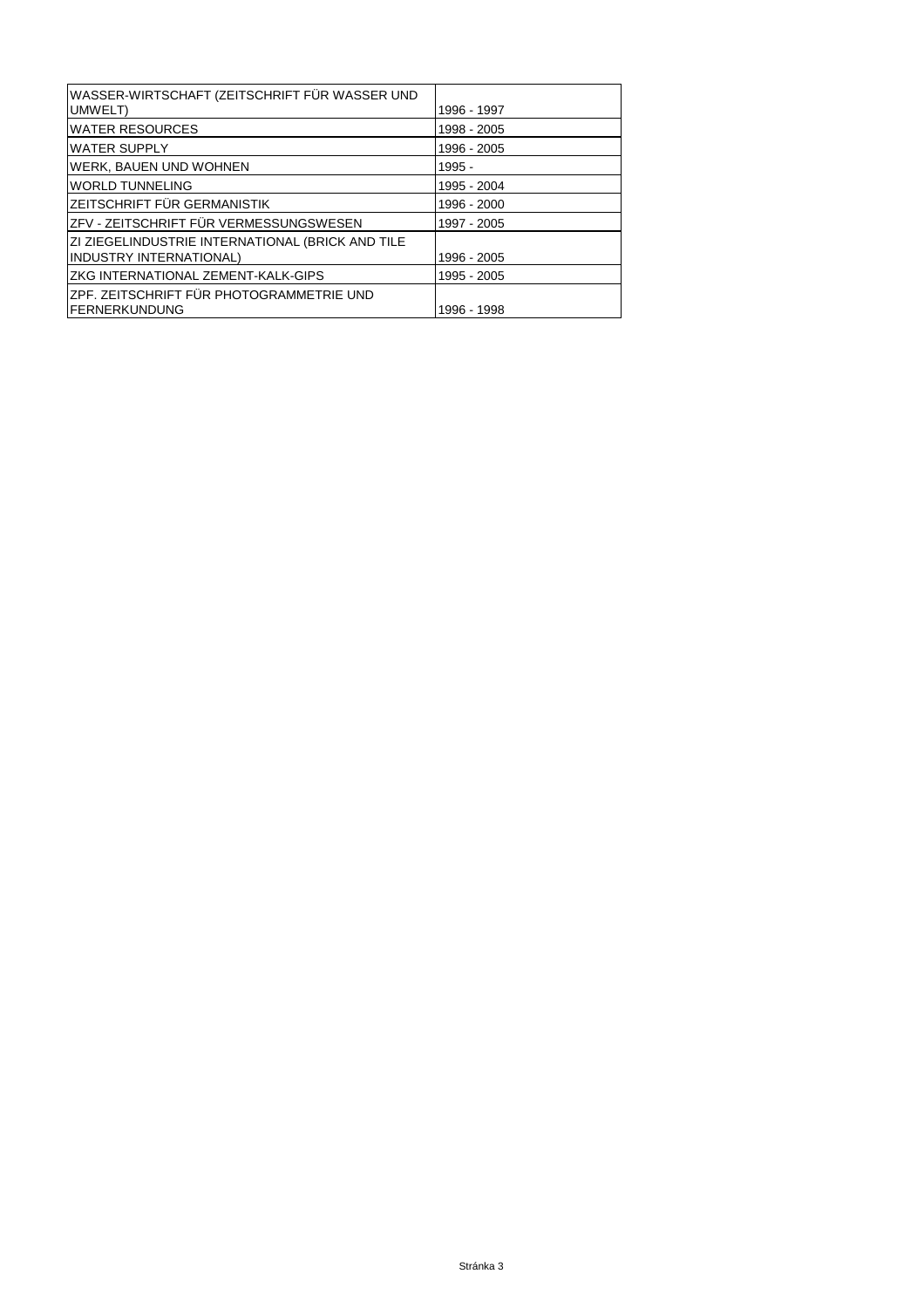| | |
|---|---|
| WASSER-WIRTSCHAFT (ZEITSCHRIFT FÜR WASSER UND UMWELT) | 1996 - 1997 |
| WATER RESOURCES | 1998 - 2005 |
| WATER SUPPLY | 1996 - 2005 |
| WERK, BAUEN UND WOHNEN | 1995 - |
| WORLD TUNNELING | 1995 - 2004 |
| ZEITSCHRIFT FÜR GERMANISTIK | 1996 - 2000 |
| ZFV - ZEITSCHRIFT FÜR VERMESSUNGSWESEN | 1997 - 2005 |
| ZI ZIEGELINDUSTRIE INTERNATIONAL (BRICK AND TILE INDUSTRY INTERNATIONAL) | 1996 - 2005 |
| ZKG INTERNATIONAL ZEMENT-KALK-GIPS | 1995 - 2005 |
| ZPF. ZEITSCHRIFT FÜR PHOTOGRAMMETRIE UND FERNERKUNDUNG | 1996 - 1998 |